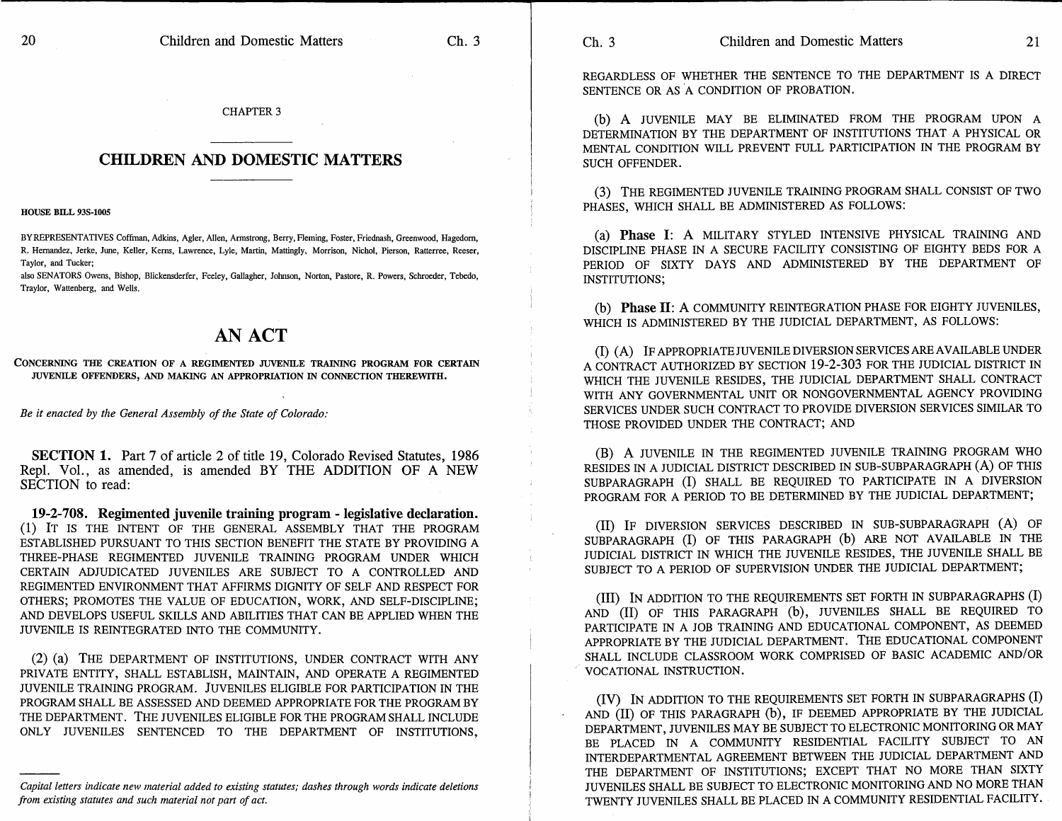CHAPTER 3

## CHILDREN AND DOMESTIC MATTERS

**HOUSE BILL 93S-1005**

BY REPRESENTATIVES Coffman, Adkins, Agler, Allen, Armstrong, Berry, Fleming, Foster, Friednash, Greenwood, Hagedorn, R. Hernandez, Jerke, June, Keller, Kerns, Lawrence, Lyle, Martin, Mattingly, Morrison, Nichol, Pierson, Ratterree, Reeser, Taylor, and Tucker;
also SENATORS Owens, Bishop, Blickensderfer, Feeley, Gallagher, Johnson, Norton, Pastore, R. Powers, Schroeder, Tebedo, Traylor, Wattenberg, and Wells.

# AN ACT

CONCERNING THE CREATION OF A REGIMENTED JUVENILE TRAINING PROGRAM FOR CERTAIN JUVENILE OFFENDERS, AND MAKING AN APPROPRIATION IN CONNECTION THEREWITH.

*Be it enacted by the General Assembly of the State of Colorado:*

**SECTION 1.** Part 7 of article 2 of title 19, Colorado Revised Statutes, 1986 Repl. Vol., as amended, is amended BY THE ADDITION OF A NEW SECTION to read:

**19-2-708. Regimented juvenile training program - legislative declaration.** (1) IT IS THE INTENT OF THE GENERAL ASSEMBLY THAT THE PROGRAM ESTABLISHED PURSUANT TO THIS SECTION BENEFIT THE STATE BY PROVIDING A THREE-PHASE REGIMENTED JUVENILE TRAINING PROGRAM UNDER WHICH CERTAIN ADJUDICATED JUVENILES ARE SUBJECT TO A CONTROLLED AND REGIMENTED ENVIRONMENT THAT AFFIRMS DIGNITY OF SELF AND RESPECT FOR OTHERS; PROMOTES THE VALUE OF EDUCATION, WORK, AND SELF-DISCIPLINE; AND DEVELOPS USEFUL SKILLS AND ABILITIES THAT CAN BE APPLIED WHEN THE JUVENILE IS REINTEGRATED INTO THE COMMUNITY.

(2) (a) THE DEPARTMENT OF INSTITUTIONS, UNDER CONTRACT WITH ANY PRIVATE ENTITY, SHALL ESTABLISH, MAINTAIN, AND OPERATE A REGIMENTED JUVENILE TRAINING PROGRAM. JUVENILES ELIGIBLE FOR PARTICIPATION IN THE PROGRAM SHALL BE ASSESSED AND DEEMED APPROPRIATE FOR THE PROGRAM BY THE DEPARTMENT. THE JUVENILES ELIGIBLE FOR THE PROGRAM SHALL INCLUDE ONLY JUVENILES SENTENCED TO THE DEPARTMENT OF INSTITUTIONS, REGARDLESS OF WHETHER THE SENTENCE TO THE DEPARTMENT IS A DIRECT SENTENCE OR AS A CONDITION OF PROBATION.

(b) A JUVENILE MAY BE ELIMINATED FROM THE PROGRAM UPON A DETERMINATION BY THE DEPARTMENT OF INSTITUTIONS THAT A PHYSICAL OR MENTAL CONDITION WILL PREVENT FULL PARTICIPATION IN THE PROGRAM BY SUCH OFFENDER.

(3) THE REGIMENTED JUVENILE TRAINING PROGRAM SHALL CONSIST OF TWO PHASES, WHICH SHALL BE ADMINISTERED AS FOLLOWS:

(a) **Phase I**: A MILITARY STYLED INTENSIVE PHYSICAL TRAINING AND DISCIPLINE PHASE IN A SECURE FACILITY CONSISTING OF EIGHTY BEDS FOR A PERIOD OF SIXTY DAYS AND ADMINISTERED BY THE DEPARTMENT OF INSTITUTIONS;

(b) **Phase II**: A COMMUNITY REINTEGRATION PHASE FOR EIGHTY JUVENILES, WHICH IS ADMINISTERED BY THE JUDICIAL DEPARTMENT, AS FOLLOWS:

(I) (A) IF APPROPRIATE JUVENILE DIVERSION SERVICES ARE AVAILABLE UNDER A CONTRACT AUTHORIZED BY SECTION 19-2-303 FOR THE JUDICIAL DISTRICT IN WHICH THE JUVENILE RESIDES, THE JUDICIAL DEPARTMENT SHALL CONTRACT WITH ANY GOVERNMENTAL UNIT OR NONGOVERNMENTAL AGENCY PROVIDING SERVICES UNDER SUCH CONTRACT TO PROVIDE DIVERSION SERVICES SIMILAR TO THOSE PROVIDED UNDER THE CONTRACT; AND

(B) A JUVENILE IN THE REGIMENTED JUVENILE TRAINING PROGRAM WHO RESIDES IN A JUDICIAL DISTRICT DESCRIBED IN SUB-SUBPARAGRAPH (A) OF THIS SUBPARAGRAPH (I) SHALL BE REQUIRED TO PARTICIPATE IN A DIVERSION PROGRAM FOR A PERIOD TO BE DETERMINED BY THE JUDICIAL DEPARTMENT;

(II) IF DIVERSION SERVICES DESCRIBED IN SUB-SUBPARAGRAPH (A) OF SUBPARAGRAPH (I) OF THIS PARAGRAPH (b) ARE NOT AVAILABLE IN THE JUDICIAL DISTRICT IN WHICH THE JUVENILE RESIDES, THE JUVENILE SHALL BE SUBJECT TO A PERIOD OF SUPERVISION UNDER THE JUDICIAL DEPARTMENT;

(III) IN ADDITION TO THE REQUIREMENTS SET FORTH IN SUBPARAGRAPHS (I) AND (II) OF THIS PARAGRAPH (b), JUVENILES SHALL BE REQUIRED TO PARTICIPATE IN A JOB TRAINING AND EDUCATIONAL COMPONENT, AS DEEMED APPROPRIATE BY THE JUDICIAL DEPARTMENT. THE EDUCATIONAL COMPONENT SHALL INCLUDE CLASSROOM WORK COMPRISED OF BASIC ACADEMIC AND/OR VOCATIONAL INSTRUCTION.

(IV) IN ADDITION TO THE REQUIREMENTS SET FORTH IN SUBPARAGRAPHS (I) AND (II) OF THIS PARAGRAPH (b), IF DEEMED APPROPRIATE BY THE JUDICIAL DEPARTMENT, JUVENILES MAY BE SUBJECT TO ELECTRONIC MONITORING OR MAY BE PLACED IN A COMMUNITY RESIDENTIAL FACILITY SUBJECT TO AN INTERDEPARTMENTAL AGREEMENT BETWEEN THE JUDICIAL DEPARTMENT AND THE DEPARTMENT OF INSTITUTIONS; EXCEPT THAT NO MORE THAN SIXTY JUVENILES SHALL BE SUBJECT TO ELECTRONIC MONITORING AND NO MORE THAN TWENTY JUVENILES SHALL BE PLACED IN A COMMUNITY RESIDENTIAL FACILITY.

---

*Capital letters indicate new material added to existing statutes; dashes through words indicate deletions from existing statutes and such material not part of act.*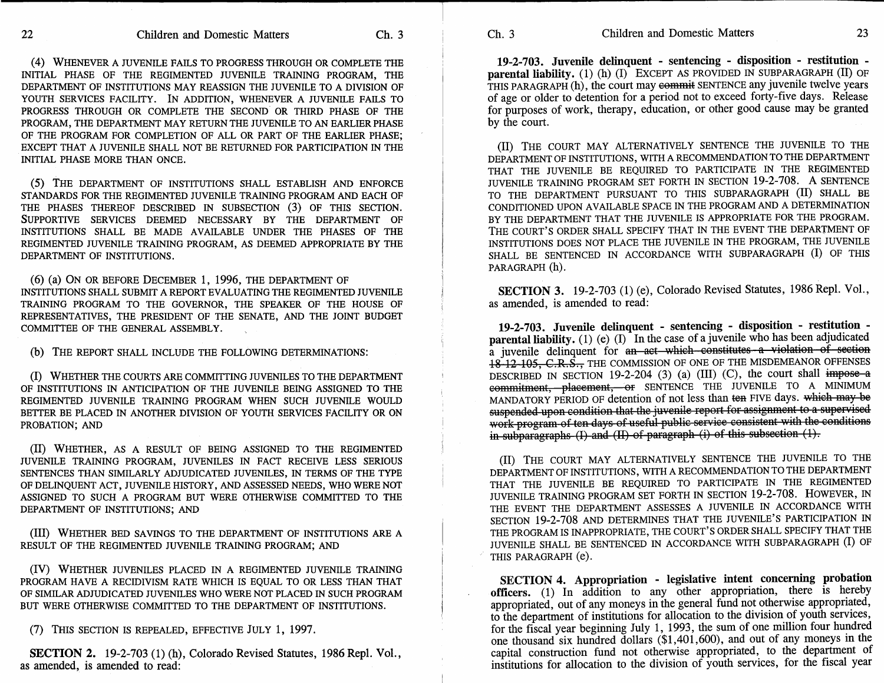(4) WHENEVER A JUVENILE FAILS TO PROGRESS THROUGH OR COMPLETE THE INITIAL PHASE OF THE REGIMENTED JUVENILE TRAINING PROGRAM, THE DEPARTMENT OF INSTITUTIONS MAY REASSIGN THE JUVENILE TO A DIVISION OF YOUTH SERVICES FACILITY. IN ADDITION, WHENEVER A JUVENILE FAILS TO PROGRESS THROUGH OR COMPLETE THE SECOND OR THIRD PHASE OF THE PROGRAM, THE DEPARTMENT MAY RETURN THE JUVENILE TO AN EARLIER PHASE OF THE PROGRAM FOR COMPLETION OF ALL OR PART OF THE EARLIER PHASE; EXCEPT THAT A JUVENILE SHALL NOT BE RETURNED FOR PARTICIPATION IN THE INITIAL PHASE MORE THAN ONCE.

(5) THE DEPARTMENT OF INSTITUTIONS SHALL ESTABLISH AND ENFORCE STANDARDS FOR THE REGIMENTED JUVENILE TRAINING PROGRAM AND EACH OF THE PHASES THEREOF DESCRIBED IN SUBSECTION (3) OF THIS SECTION. SUPPORTIVE SERVICES DEEMED NECESSARY BY THE DEPARTMENT OF INSTITUTIONS SHALL BE MADE AVAILABLE UNDER THE PHASES OF THE REGIMENTED JUVENILE TRAINING PROGRAM, AS DEEMED APPROPRIATE BY THE DEPARTMENT OF INSTITUTIONS.

(6) (a) ON OR BEFORE DECEMBER 1, 1996, THE DEPARTMENT OF INSTITUTIONS SHALL SUBMIT A REPORT EVALUATING THE REGIMENTED JUVENILE TRAINING PROGRAM TO THE GOVERNOR, THE SPEAKER OF THE HOUSE OF REPRESENTATIVES, THE PRESIDENT OF THE SENATE, AND THE JOINT BUDGET COMMITTEE OF THE GENERAL ASSEMBLY.

(b) THE REPORT SHALL INCLUDE THE FOLLOWING DETERMINATIONS:

(I) WHETHER THE COURTS ARE COMMITTING JUVENILES TO THE DEPARTMENT OF INSTITUTIONS IN ANTICIPATION OF THE JUVENILE BEING ASSIGNED TO THE REGIMENTED JUVENILE TRAINING PROGRAM WHEN SUCH JUVENILE WOULD BETTER BE PLACED IN ANOTHER DIVISION OF YOUTH SERVICES FACILITY OR ON PROBATION; AND

(II) WHETHER, AS A RESULT OF BEING ASSIGNED TO THE REGIMENTED JUVENILE TRAINING PROGRAM, JUVENILES IN FACT RECEIVE LESS SERIOUS SENTENCES THAN SIMILARLY ADJUDICATED JUVENILES, IN TERMS OF THE TYPE OF DELINQUENT ACT, JUVENILE HISTORY, AND ASSESSED NEEDS, WHO WERE NOT ASSIGNED TO SUCH A PROGRAM BUT WERE OTHERWISE COMMITTED TO THE DEPARTMENT OF INSTITUTIONS; AND

(III) WHETHER BED SAVINGS TO THE DEPARTMENT OF INSTITUTIONS ARE A RESULT OF THE REGIMENTED JUVENILE TRAINING PROGRAM; AND

(IV) WHETHER JUVENILES PLACED IN A REGIMENTED JUVENILE TRAINING PROGRAM HAVE A RECIDIVISM RATE WHICH IS EQUAL TO OR LESS THAN THAT OF SIMILAR ADJUDICATED JUVENILES WHICH WERE NOT PLACED IN SUCH PROGRAM BUT WERE OTHERWISE COMMITTED TO THE DEPARTMENT OF INSTITUTIONS.

(7) THIS SECTION IS REPEALED, EFFECTIVE JULY 1, 1997.

**SECTION 2.** 19-2-703 (1) (h), Colorado Revised Statutes, 1986 Repl. Vol., as amended, is amended to read:

**19-2-703. Juvenile delinquent - sentencing - disposition - restitution - parental liability.** (1) (h) (I) EXCEPT AS PROVIDED IN SUBPARAGRAPH (II) OF THIS PARAGRAPH (h), the court may ~~commit~~ SENTENCE any juvenile twelve years of age or older to detention for a period not to exceed forty-five days. Release for purposes of work, therapy, education, or other good cause may be granted by the court.

(II) THE COURT MAY ALTERNATIVELY SENTENCE THE JUVENILE TO THE DEPARTMENT OF INSTITUTIONS, WITH A RECOMMENDATION TO THE DEPARTMENT THAT THE JUVENILE BE REQUIRED TO PARTICIPATE IN THE REGIMENTED JUVENILE TRAINING PROGRAM SET FORTH IN SECTION 19-2-708. A SENTENCE TO THE DEPARTMENT PURSUANT TO THIS SUBPARAGRAPH (II) SHALL BE CONDITIONED UPON AVAILABLE SPACE IN THE PROGRAM AND A DETERMINATION BY THE DEPARTMENT THAT THE JUVENILE IS APPROPRIATE FOR THE PROGRAM. THE COURT'S ORDER SHALL SPECIFY THAT IN THE EVENT THE DEPARTMENT OF INSTITUTIONS DOES NOT PLACE THE JUVENILE IN THE PROGRAM, THE JUVENILE SHALL BE SENTENCED IN ACCORDANCE WITH SUBPARAGRAPH (I) OF THIS PARAGRAPH (h).

**SECTION 3.** 19-2-703 (1) (e), Colorado Revised Statutes, 1986 Repl. Vol., as amended, is amended to read:

**19-2-703. Juvenile delinquent - sentencing - disposition - restitution - parental liability.** (1) (e) (I) In the case of a juvenile who has been adjudicated a juvenile delinquent for ~~an act which constitutes a violation of section 18-12-105, C.R.S.,~~ THE COMMISSION OF ONE OF THE MISDEMEANOR OFFENSES DESCRIBED IN SECTION 19-2-204 (3) (a) (III) (C), the court shall ~~impose a commitment, placement, or~~ SENTENCE THE JUVENILE TO A MINIMUM MANDATORY PERIOD OF detention of not less than ~~ten~~ FIVE days. ~~which may be suspended upon condition that the juvenile report for assignment to a supervised work program of ten days of useful public service consistent with the conditions in subparagraphs (I) and (II) of paragraph (i) of this subsection (1).~~

(II) THE COURT MAY ALTERNATIVELY SENTENCE THE JUVENILE TO THE DEPARTMENT OF INSTITUTIONS, WITH A RECOMMENDATION TO THE DEPARTMENT THAT THE JUVENILE BE REQUIRED TO PARTICIPATE IN THE REGIMENTED JUVENILE TRAINING PROGRAM SET FORTH IN SECTION 19-2-708. HOWEVER, IN THE EVENT THE DEPARTMENT ASSESSES A JUVENILE IN ACCORDANCE WITH SECTION 19-2-708 AND DETERMINES THAT THE JUVENILE'S PARTICIPATION IN THE PROGRAM IS INAPPROPRIATE, THE COURT'S ORDER SHALL SPECIFY THAT THE JUVENILE SHALL BE SENTENCED IN ACCORDANCE WITH SUBPARAGRAPH (I) OF THIS PARAGRAPH (e).

**SECTION 4. Appropriation - legislative intent concerning probation officers.** (1) In addition to any other appropriation, there is hereby appropriated, out of any moneys in the general fund not otherwise appropriated, to the department of institutions for allocation to the division of youth services, for the fiscal year beginning July 1, 1993, the sum of one million four hundred one thousand six hundred dollars ($1,401,600), and out of any moneys in the capital construction fund not otherwise appropriated, to the department of institutions for allocation to the division of youth services, for the fiscal year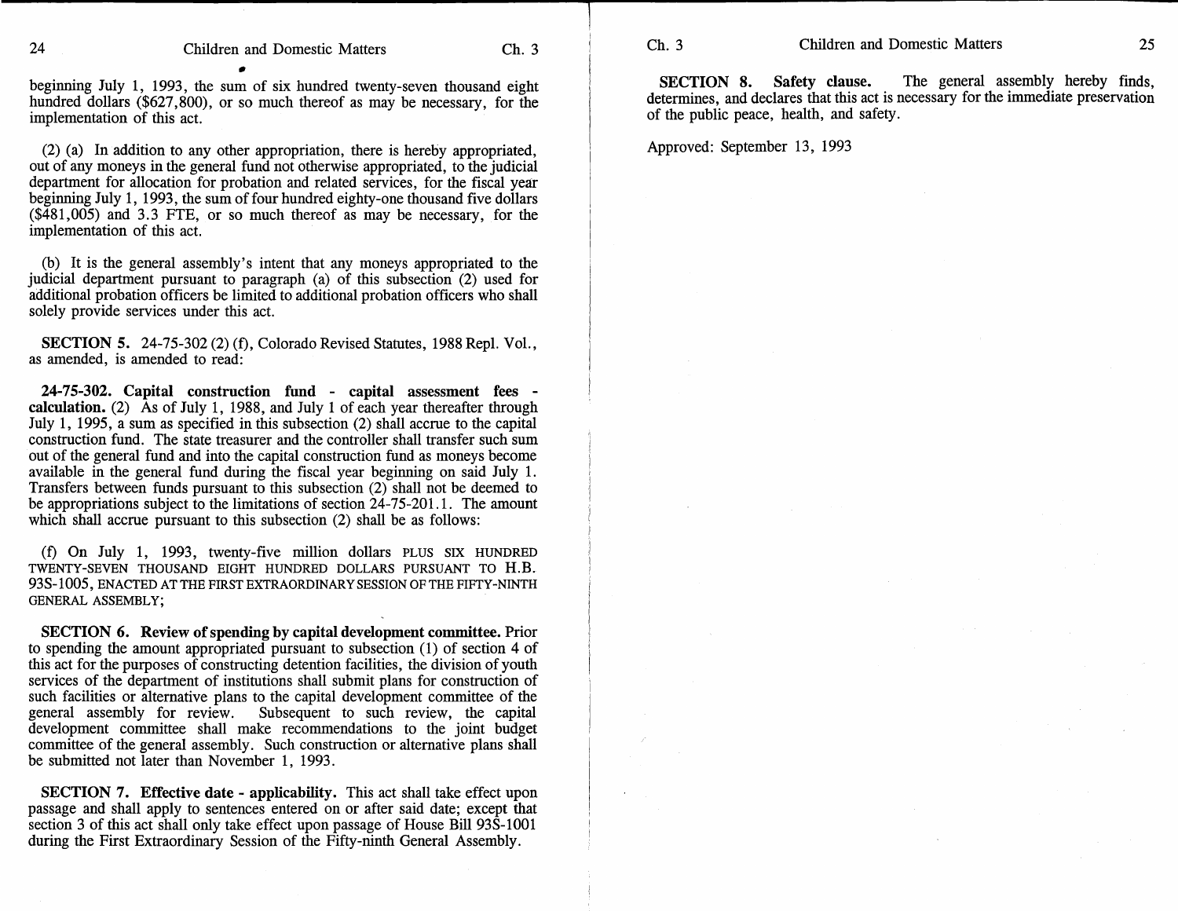beginning July 1, 1993, the sum of six hundred twenty-seven thousand eight hundred dollars ($627,800), or so much thereof as may be necessary, for the implementation of this act.

(2) (a) In addition to any other appropriation, there is hereby appropriated, out of any moneys in the general fund not otherwise appropriated, to the judicial department for allocation for probation and related services, for the fiscal year beginning July 1, 1993, the sum of four hundred eighty-one thousand five dollars ($481,005) and 3.3 FTE, or so much thereof as may be necessary, for the implementation of this act.

(b) It is the general assembly's intent that any moneys appropriated to the judicial department pursuant to paragraph (a) of this subsection (2) used for additional probation officers be limited to additional probation officers who shall solely provide services under this act.

**SECTION 5.** 24-75-302 (2) (f), Colorado Revised Statutes, 1988 Repl. Vol., as amended, is amended to read:

**24-75-302. Capital construction fund - capital assessment fees - calculation.** (2) As of July 1, 1988, and July 1 of each year thereafter through July 1, 1995, a sum as specified in this subsection (2) shall accrue to the capital construction fund. The state treasurer and the controller shall transfer such sum out of the general fund and into the capital construction fund as moneys become available in the general fund during the fiscal year beginning on said July 1. Transfers between funds pursuant to this subsection (2) shall not be deemed to be appropriations subject to the limitations of section 24-75-201.1. The amount which shall accrue pursuant to this subsection (2) shall be as follows:

(f) On July 1, 1993, twenty-five million dollars PLUS SIX HUNDRED TWENTY-SEVEN THOUSAND EIGHT HUNDRED DOLLARS PURSUANT TO H.B. 93S-1005, ENACTED AT THE FIRST EXTRAORDINARY SESSION OF THE FIFTY-NINTH GENERAL ASSEMBLY;

**SECTION 6. Review of spending by capital development committee.** Prior to spending the amount appropriated pursuant to subsection (1) of section 4 of this act for the purposes of constructing detention facilities, the division of youth services of the department of institutions shall submit plans for construction of such facilities or alternative plans to the capital development committee of the general assembly for review. Subsequent to such review, the capital development committee shall make recommendations to the joint budget committee of the general assembly. Such construction or alternative plans shall be submitted not later than November 1, 1993.

**SECTION 7. Effective date - applicability.** This act shall take effect upon passage and shall apply to sentences entered on or after said date; except that section 3 of this act shall only take effect upon passage of House Bill 93S-1001 during the First Extraordinary Session of the Fifty-ninth General Assembly.

**SECTION 8. Safety clause.** The general assembly hereby finds, determines, and declares that this act is necessary for the immediate preservation of the public peace, health, and safety.

Approved: September 13, 1993